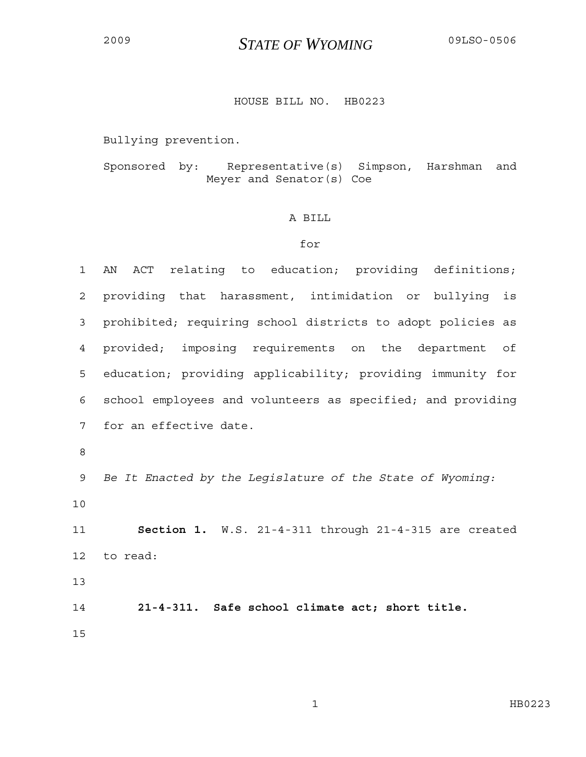2009 **STATE OF WYOMING** 09LSO-0506

# HOUSE BILL NO. HB0223

Bullying prevention.

Sponsored by: Representative(s) Simpson, Harshman and Meyer and Senator(s) Coe

## A BILL

for

AN ACT relating to education; providing definitions; providing that harassment, intimidation or bullying is prohibited; requiring school districts to adopt policies as provided; imposing requirements on the department of education; providing applicability; providing immunity for school employees and volunteers as specified; and providing for an effective date.

*Be It Enacted by the Legislature of the State of Wyoming:*

**Section 1.** W.S. 21-4-311 through 21-4-315 are created to read:

**21-4-311. Safe school climate act; short title.**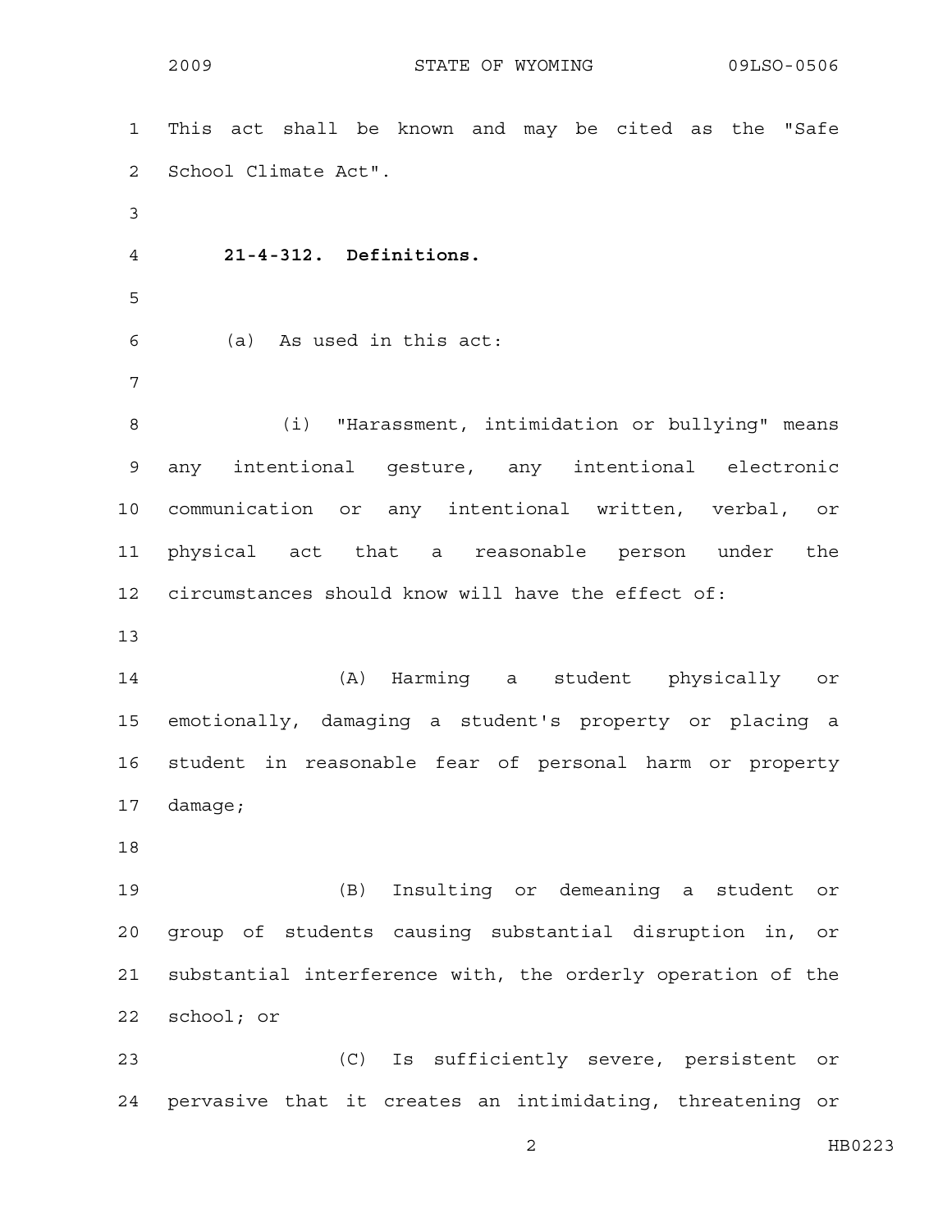This act shall be known and may be cited as the "Safe School Climate Act".

**21-4-312. Definitions.**

(a) As used in this act:

(i) "Harassment, intimidation or bullying" means any intentional gesture, any intentional electronic communication or any intentional written, verbal, or physical act that a reasonable person under the circumstances should know will have the effect of:

(A) Harming a student physically or emotionally, damaging a student's property or placing a student in reasonable fear of personal harm or property damage;

(B) Insulting or demeaning a student or group of students causing substantial disruption in, or substantial interference with, the orderly operation of the school; or

(C) Is sufficiently severe, persistent or pervasive that it creates an intimidating, threatening or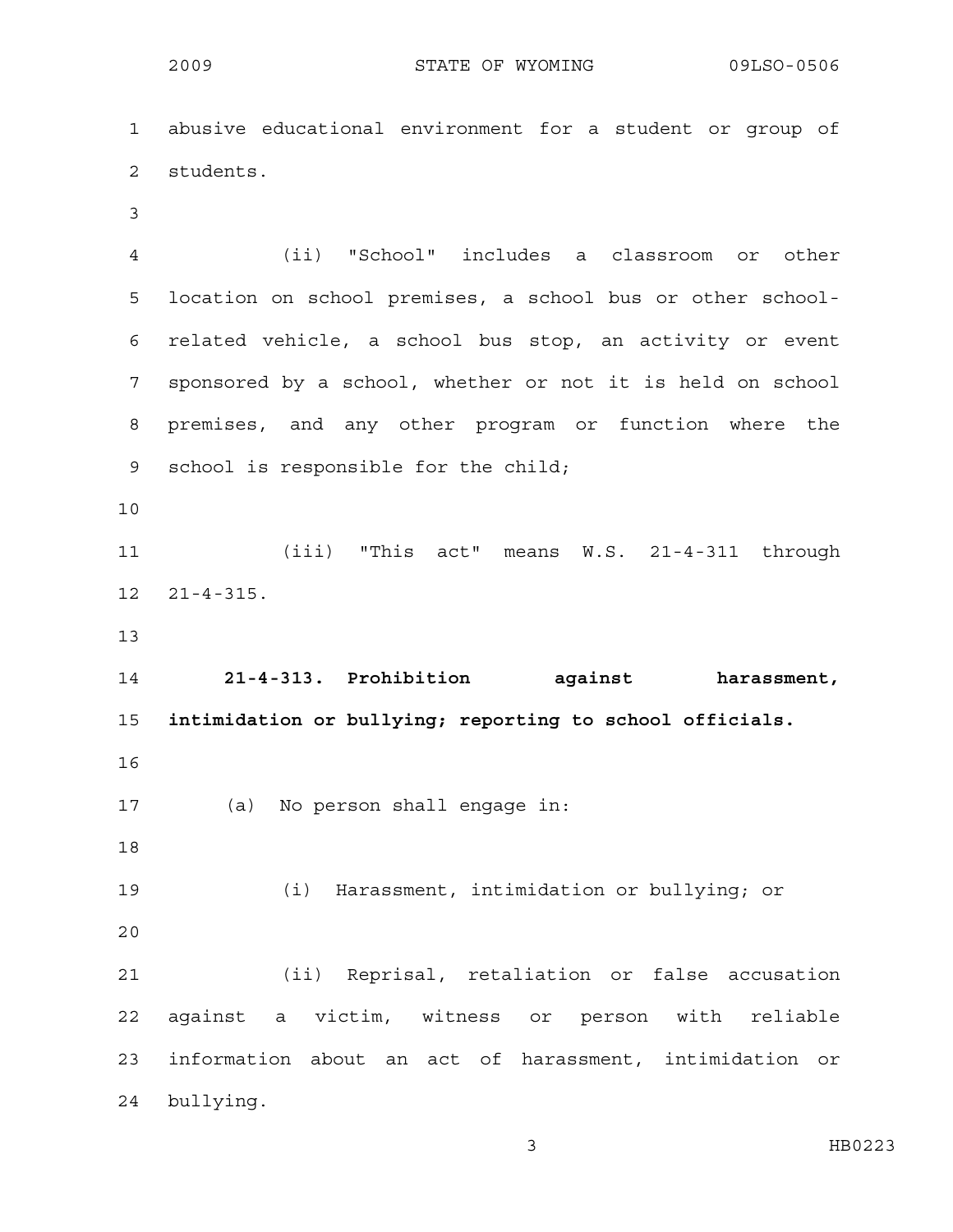abusive educational environment for a student or group of students.

(ii) "School" includes a classroom or other location on school premises, a school bus or other school-related vehicle, a school bus stop, an activity or event sponsored by a school, whether or not it is held on school premises, and any other program or function where the school is responsible for the child;

(iii) "This act" means W.S. 21-4-311 through 21-4-315.

**21-4-313. Prohibition against harassment, intimidation or bullying; reporting to school officials.**

(a) No person shall engage in:

(i) Harassment, intimidation or bullying; or

(ii) Reprisal, retaliation or false accusation against a victim, witness or person with reliable information about an act of harassment, intimidation or bullying.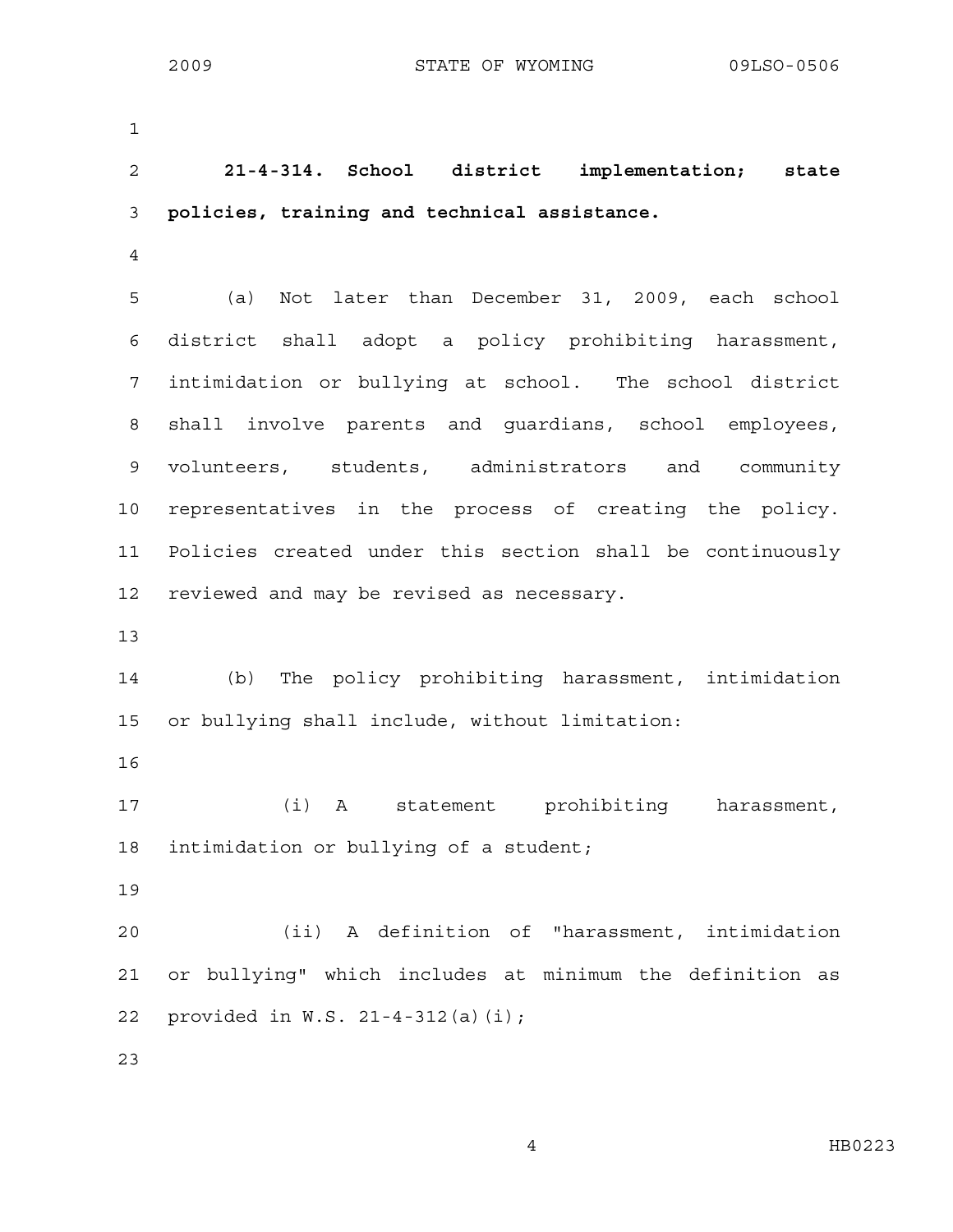**21-4-314. School district implementation; state policies, training and technical assistance.**

(a) Not later than December 31, 2009, each school district shall adopt a policy prohibiting harassment, intimidation or bullying at school. The school district shall involve parents and guardians, school employees, volunteers, students, administrators and community representatives in the process of creating the policy. Policies created under this section shall be continuously reviewed and may be revised as necessary.

(b) The policy prohibiting harassment, intimidation or bullying shall include, without limitation:

(i) A statement prohibiting harassment, intimidation or bullying of a student;

(ii) A definition of "harassment, intimidation or bullying" which includes at minimum the definition as provided in W.S. 21-4-312(a)(i);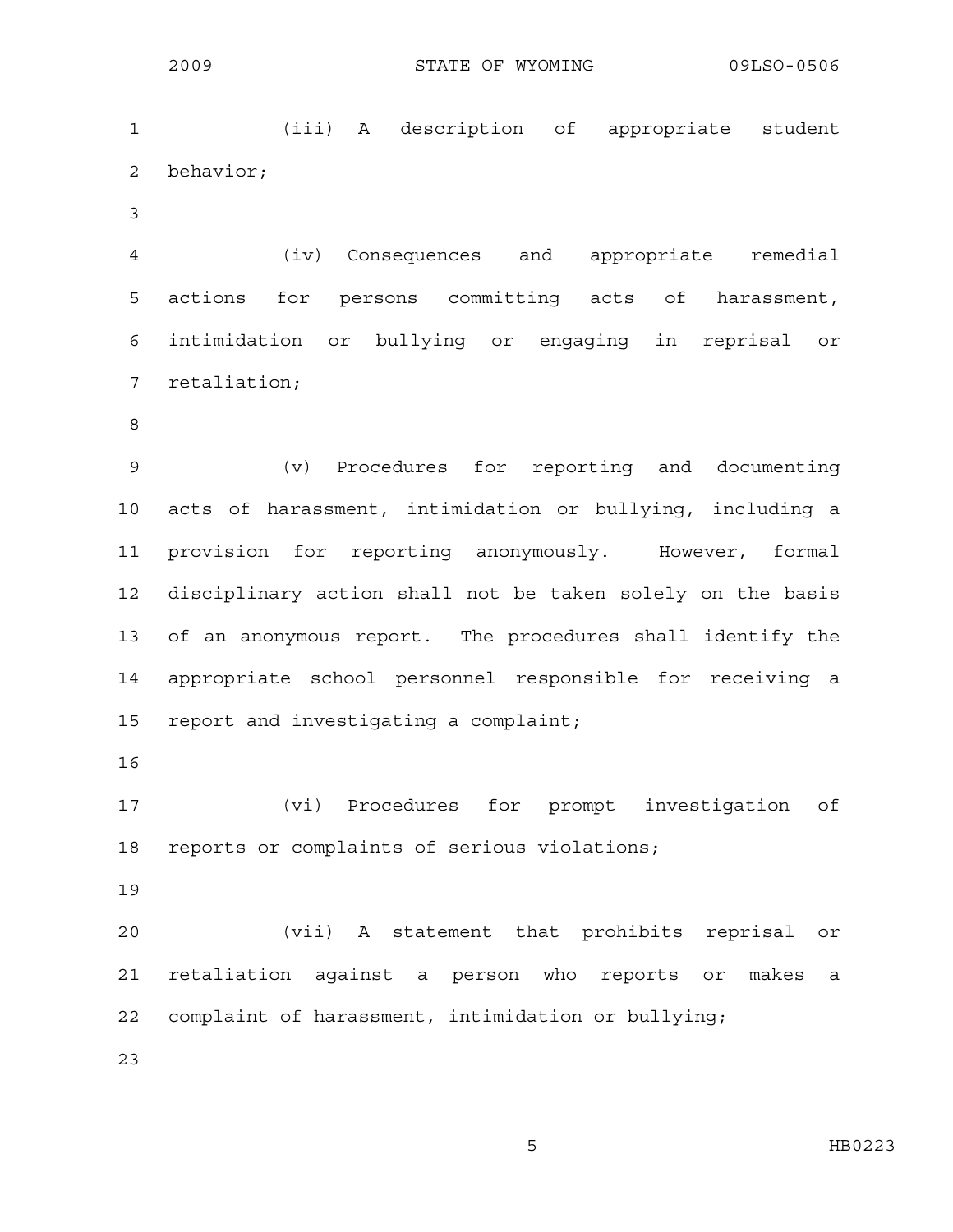(iii) A description of appropriate student behavior;

(iv) Consequences and appropriate remedial actions for persons committing acts of harassment, intimidation or bullying or engaging in reprisal or retaliation;

(v) Procedures for reporting and documenting acts of harassment, intimidation or bullying, including a provision for reporting anonymously. However, formal disciplinary action shall not be taken solely on the basis of an anonymous report. The procedures shall identify the appropriate school personnel responsible for receiving a report and investigating a complaint;

(vi) Procedures for prompt investigation of reports or complaints of serious violations;

(vii) A statement that prohibits reprisal or retaliation against a person who reports or makes a complaint of harassment, intimidation or bullying;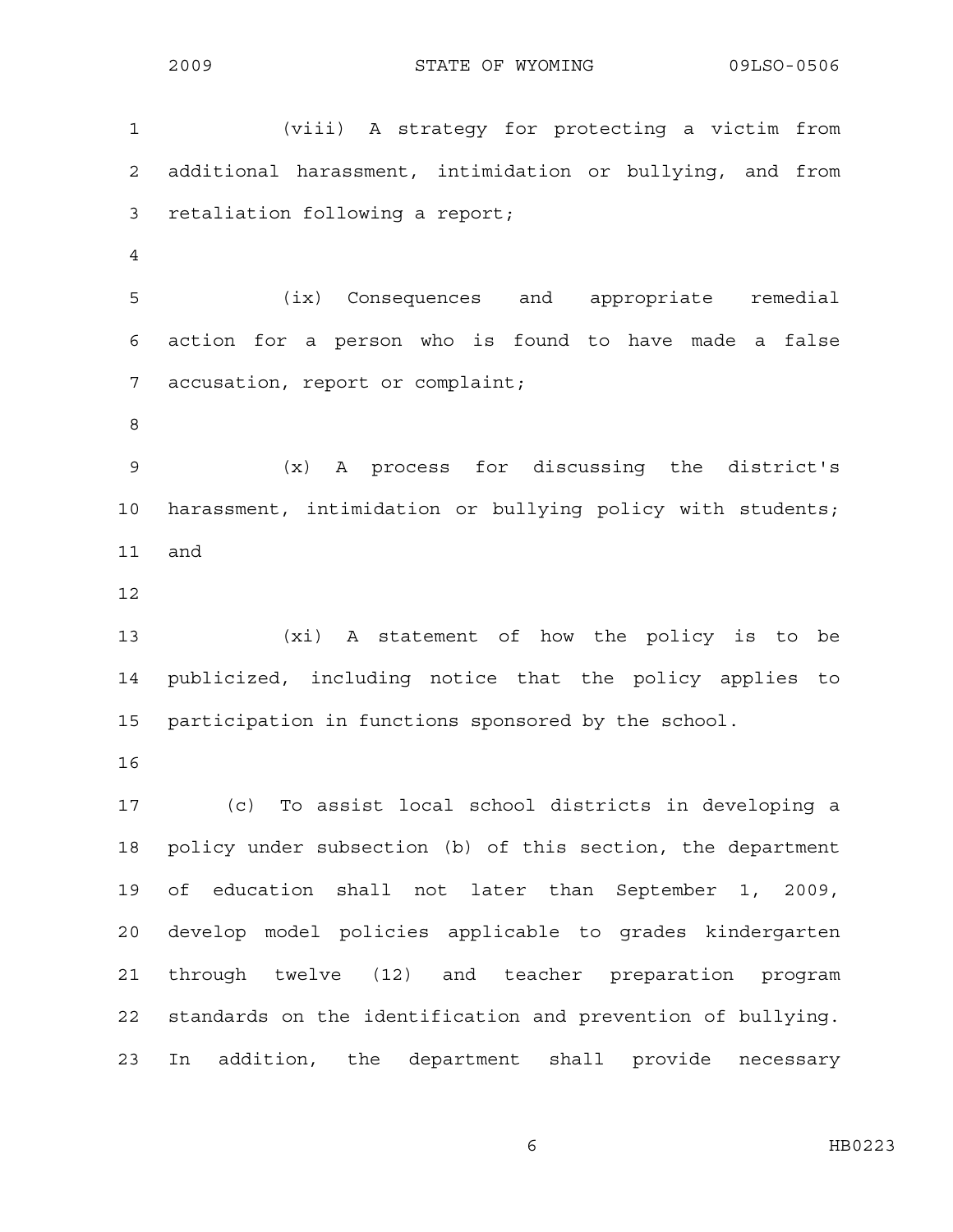(viii) A strategy for protecting a victim from additional harassment, intimidation or bullying, and from retaliation following a report;

(ix) Consequences and appropriate remedial action for a person who is found to have made a false accusation, report or complaint;

(x) A process for discussing the district's harassment, intimidation or bullying policy with students; and

(xi) A statement of how the policy is to be publicized, including notice that the policy applies to participation in functions sponsored by the school.

(c) To assist local school districts in developing a policy under subsection (b) of this section, the department of education shall not later than September 1, 2009, develop model policies applicable to grades kindergarten through twelve (12) and teacher preparation program standards on the identification and prevention of bullying. In addition, the department shall provide necessary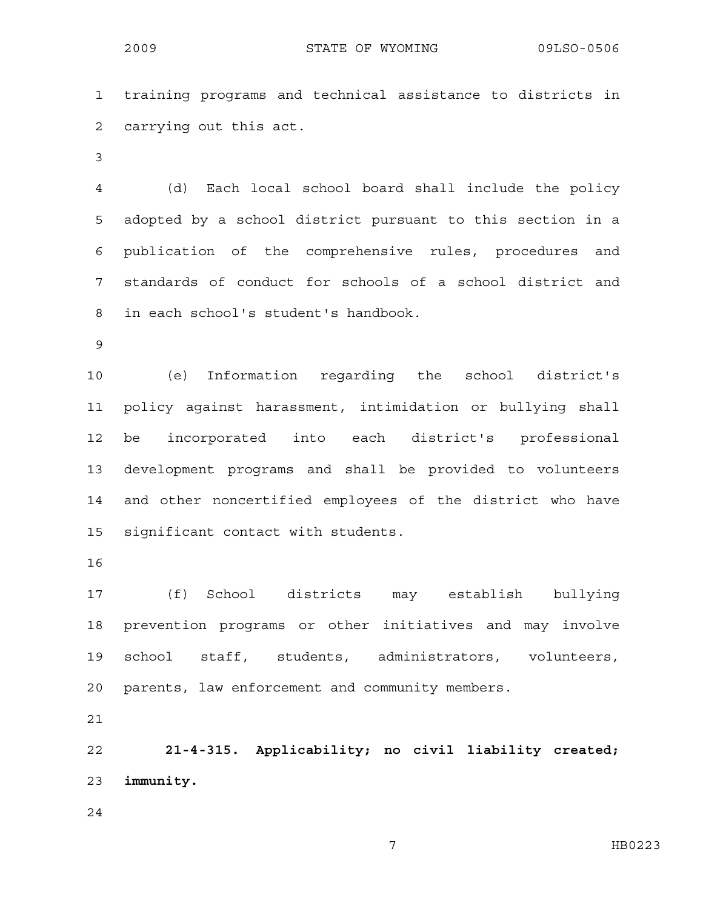training programs and technical assistance to districts in carrying out this act.

(d) Each local school board shall include the policy adopted by a school district pursuant to this section in a publication of the comprehensive rules, procedures and standards of conduct for schools of a school district and in each school's student's handbook.

(e) Information regarding the school district's policy against harassment, intimidation or bullying shall be incorporated into each district's professional development programs and shall be provided to volunteers and other noncertified employees of the district who have significant contact with students.

(f) School districts may establish bullying prevention programs or other initiatives and may involve school staff, students, administrators, volunteers, parents, law enforcement and community members.

**21-4-315. Applicability; no civil liability created; immunity.**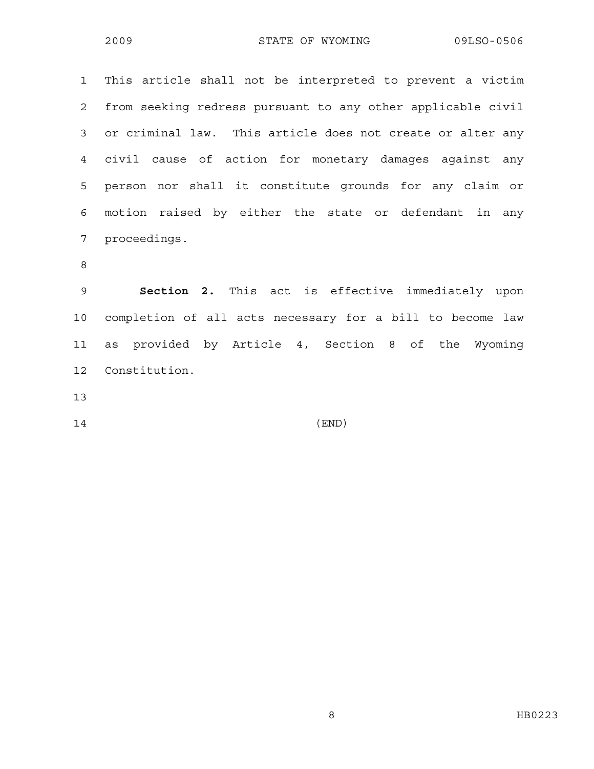This article shall not be interpreted to prevent a victim from seeking redress pursuant to any other applicable civil or criminal law. This article does not create or alter any civil cause of action for monetary damages against any person nor shall it constitute grounds for any claim or motion raised by either the state or defendant in any proceedings.

**Section 2.** This act is effective immediately upon completion of all acts necessary for a bill to become law as provided by Article 4, Section 8 of the Wyoming Constitution.

(END)